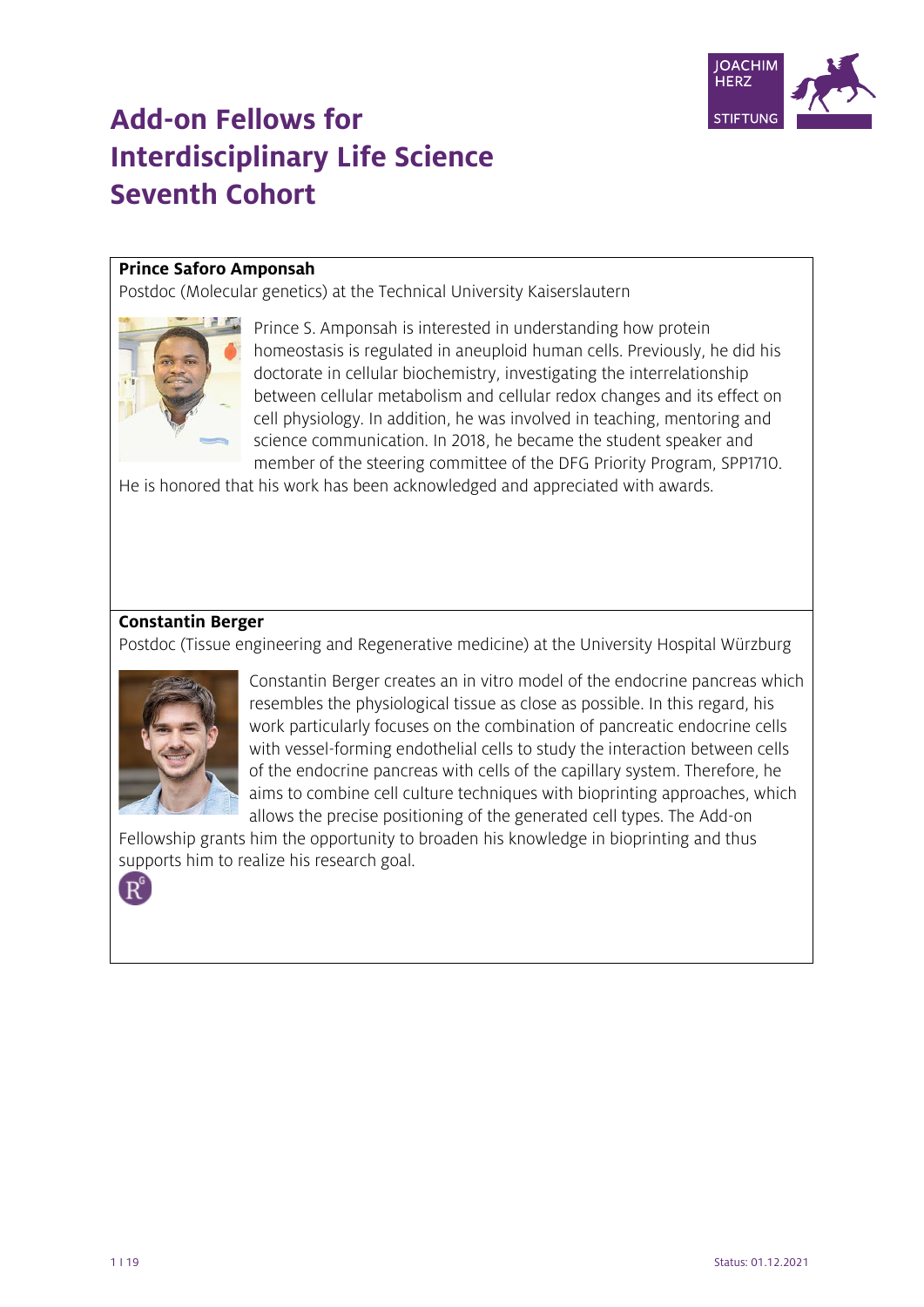# Add-on Fellows for Interdisciplinary Life Science Seventh Cohort

**Prince Saforo Amponsah**

Postdoc (Molecular genetics) at the Technical University Kaiserslautern

Prince S. Amponsah is interested in understanding how protein homeostasis is regulated in aneuploid human cells. Previously, he did his doctorate in cellular biochemistry, investigating the interrelationship between cellular metabolism and cellular redox changes and its effect on cell physiology. In addition, he was involved in teaching, mentoring and science communication. In 2018, he became the student speaker and member of the steering committee of the DFG Priority Program, SPP1710. He is honored that his work has been acknowledged and appreciated with awards.

**Constantin Berger**

Postdoc (Tissue engineering and Regenerative medicine) at the University Hospital Würzburg

Constantin Berger creates an in vitro model of the endocrine pancreas which resembles the physiological tissue as close as possible. In this regard, his work particularly focuses on the combination of pancreatic endocrine cells with vessel-forming endothelial cells to study the interaction between cells of the endocrine pancreas with cells of the capillary system. Therefore, he aims to combine cell culture techniques with bioprinting approaches, which allows the precise positioning of the generated cell types. The Add-on Fellowship grants him the opportunity to broaden his knowledge in bioprinting and thus supports him to realize his research goal.

Status: 01.12.2021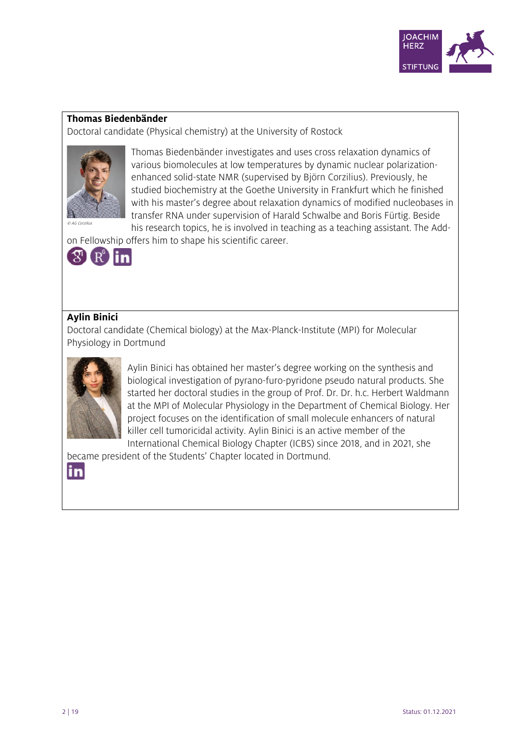**Thomas Biedenbänder**

Doctoral candidate (Physical chemistry) at the University of Rostock

© AG Corzilius

Thomas Biedenbänder investigates and uses cross relaxation dynamics of various biomolecules at low temperatures by dynamic nuclear polarization-enhanced solid-state NMR (supervised by Björn Corzilius). Previously, he studied biochemistry at the Goethe University in Frankfurt which he finished with his master's degree about relaxation dynamics of modified nucleobases in transfer RNA under supervision of Harald Schwalbe and Boris Fürtig. Beside his research topics, he is involved in teaching as a teaching assistant. The Add-on Fellowship offers him to shape his scientific career.

**Aylin Binici**

Doctoral candidate (Chemical biology) at the Max-Planck-Institute (MPI) for Molecular Physiology in Dortmund

Aylin Binici has obtained her master's degree working on the synthesis and biological investigation of pyrano-furo-pyridone pseudo natural products. She started her doctoral studies in the group of Prof. Dr. Dr. h.c. Herbert Waldmann at the MPI of Molecular Physiology in the Department of Chemical Biology. Her project focuses on the identification of small molecule enhancers of natural killer cell tumoricidal activity. Aylin Binici is an active member of the International Chemical Biology Chapter (ICBS) since 2018, and in 2021, she became president of the Students' Chapter located in Dortmund.

Status: 01.12.2021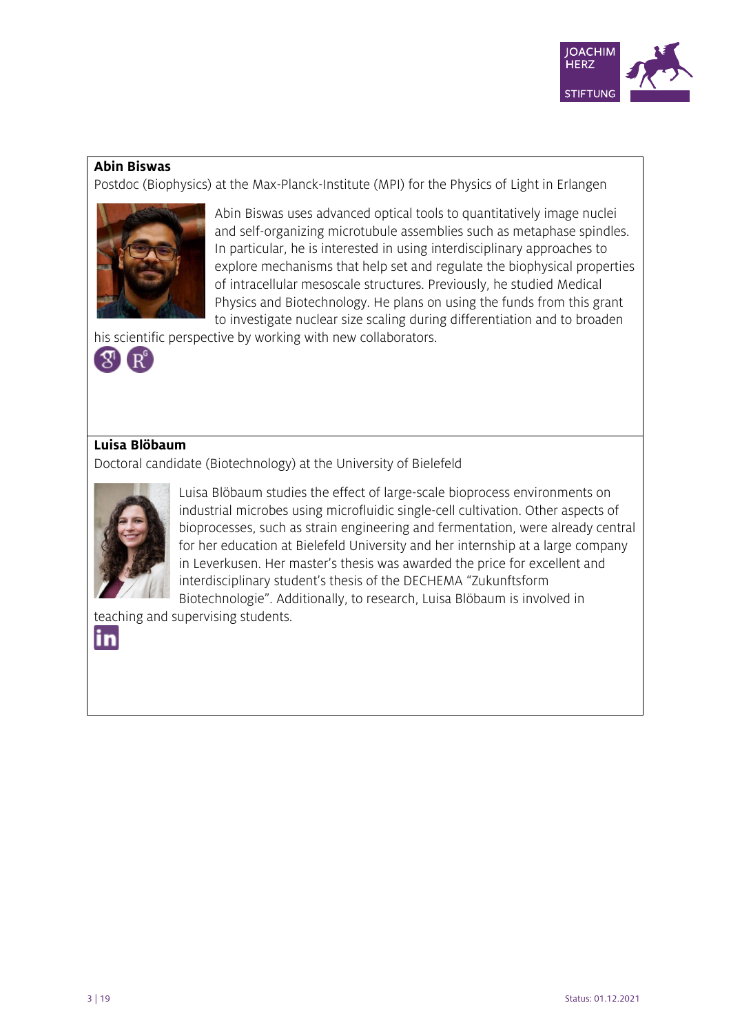**Abin Biswas**

Postdoc (Biophysics) at the Max-Planck-Institute (MPI) for the Physics of Light in Erlangen

Abin Biswas uses advanced optical tools to quantitatively image nuclei and self-organizing microtubule assemblies such as metaphase spindles. In particular, he is interested in using interdisciplinary approaches to explore mechanisms that help set and regulate the biophysical properties of intracellular mesoscale structures. Previously, he studied Medical Physics and Biotechnology. He plans on using the funds from this grant to investigate nuclear size scaling during differentiation and to broaden his scientific perspective by working with new collaborators.

**Luisa Blöbaum**

Doctoral candidate (Biotechnology) at the University of Bielefeld

Luisa Blöbaum studies the effect of large-scale bioprocess environments on industrial microbes using microfluidic single-cell cultivation. Other aspects of bioprocesses, such as strain engineering and fermentation, were already central for her education at Bielefeld University and her internship at a large company in Leverkusen. Her master's thesis was awarded the price for excellent and interdisciplinary student's thesis of the DECHEMA "Zukunftsform Biotechnologie". Additionally, to research, Luisa Blöbaum is involved in teaching and supervising students.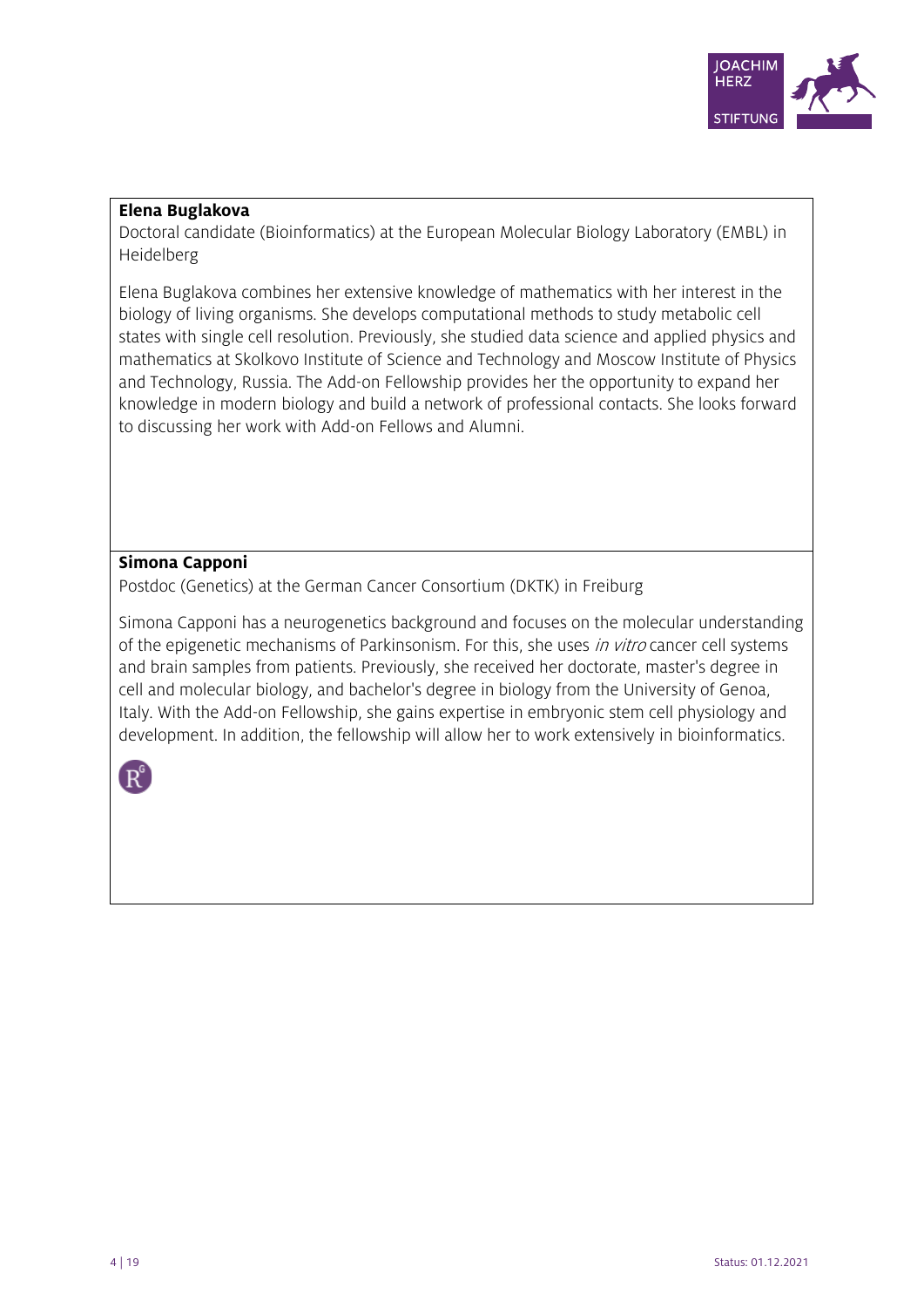**Elena Buglakova**

Doctoral candidate (Bioinformatics) at the European Molecular Biology Laboratory (EMBL) in Heidelberg

Elena Buglakova combines her extensive knowledge of mathematics with her interest in the biology of living organisms. She develops computational methods to study metabolic cell states with single cell resolution. Previously, she studied data science and applied physics and mathematics at Skolkovo Institute of Science and Technology and Moscow Institute of Physics and Technology, Russia. The Add-on Fellowship provides her the opportunity to expand her knowledge in modern biology and build a network of professional contacts. She looks forward to discussing her work with Add-on Fellows and Alumni.

**Simona Capponi**

Postdoc (Genetics) at the German Cancer Consortium (DKTK) in Freiburg

Simona Capponi has a neurogenetics background and focuses on the molecular understanding of the epigenetic mechanisms of Parkinsonism. For this, she uses *in vitro* cancer cell systems and brain samples from patients. Previously, she received her doctorate, master's degree in cell and molecular biology, and bachelor's degree in biology from the University of Genoa, Italy. With the Add-on Fellowship, she gains expertise in embryonic stem cell physiology and development. In addition, the fellowship will allow her to work extensively in bioinformatics.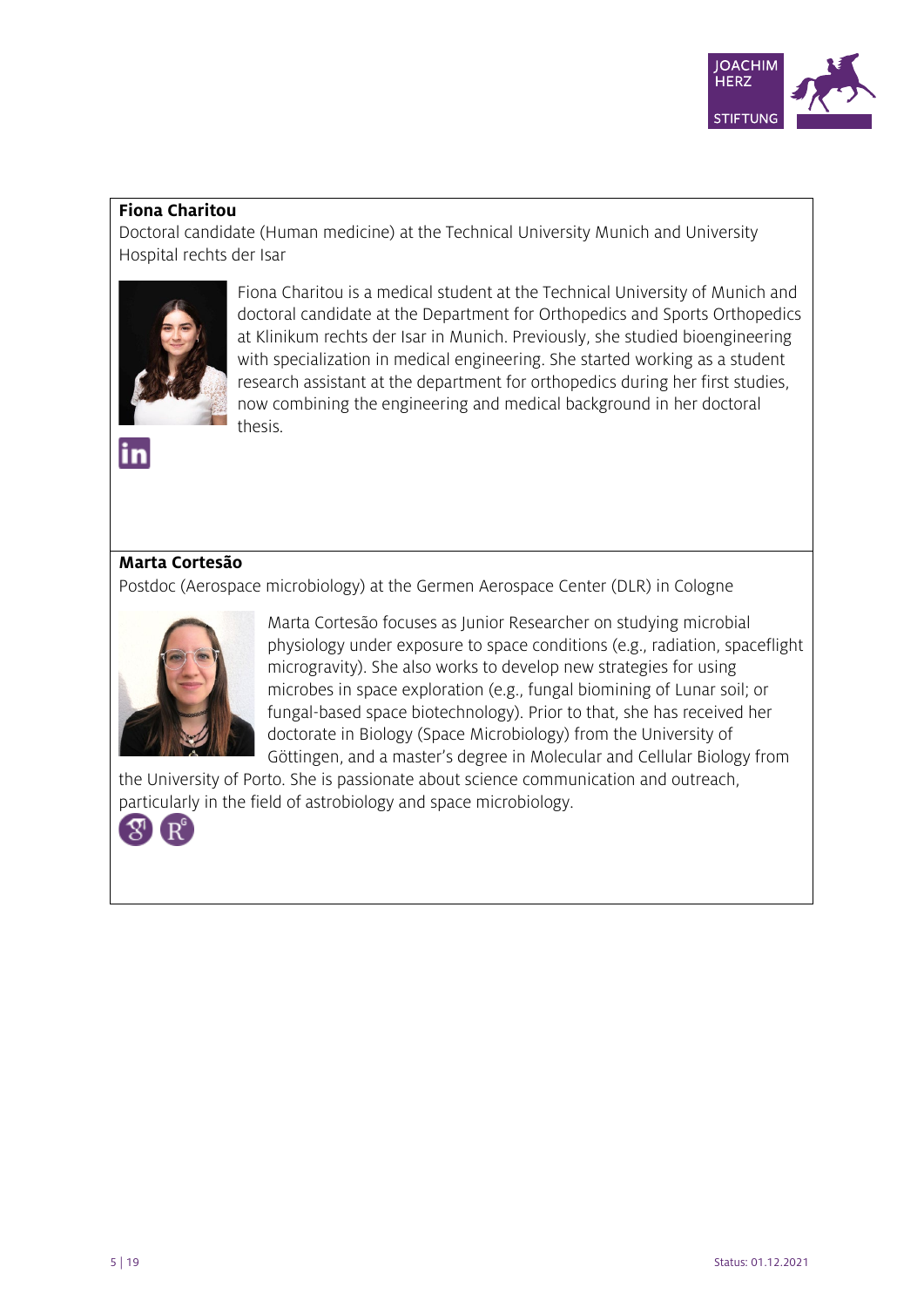**Fiona Charitou**

Doctoral candidate (Human medicine) at the Technical University Munich and University Hospital rechts der Isar

Fiona Charitou is a medical student at the Technical University of Munich and doctoral candidate at the Department for Orthopedics and Sports Orthopedics at Klinikum rechts der Isar in Munich. Previously, she studied bioengineering with specialization in medical engineering. She started working as a student research assistant at the department for orthopedics during her first studies, now combining the engineering and medical background in her doctoral thesis.

**Marta Cortesão**

Postdoc (Aerospace microbiology) at the Germen Aerospace Center (DLR) in Cologne

Marta Cortesão focuses as Junior Researcher on studying microbial physiology under exposure to space conditions (e.g., radiation, spaceflight microgravity). She also works to develop new strategies for using microbes in space exploration (e.g., fungal biomining of Lunar soil; or fungal-based space biotechnology). Prior to that, she has received her doctorate in Biology (Space Microbiology) from the University of Göttingen, and a master's degree in Molecular and Cellular Biology from the University of Porto. She is passionate about science communication and outreach, particularly in the field of astrobiology and space microbiology.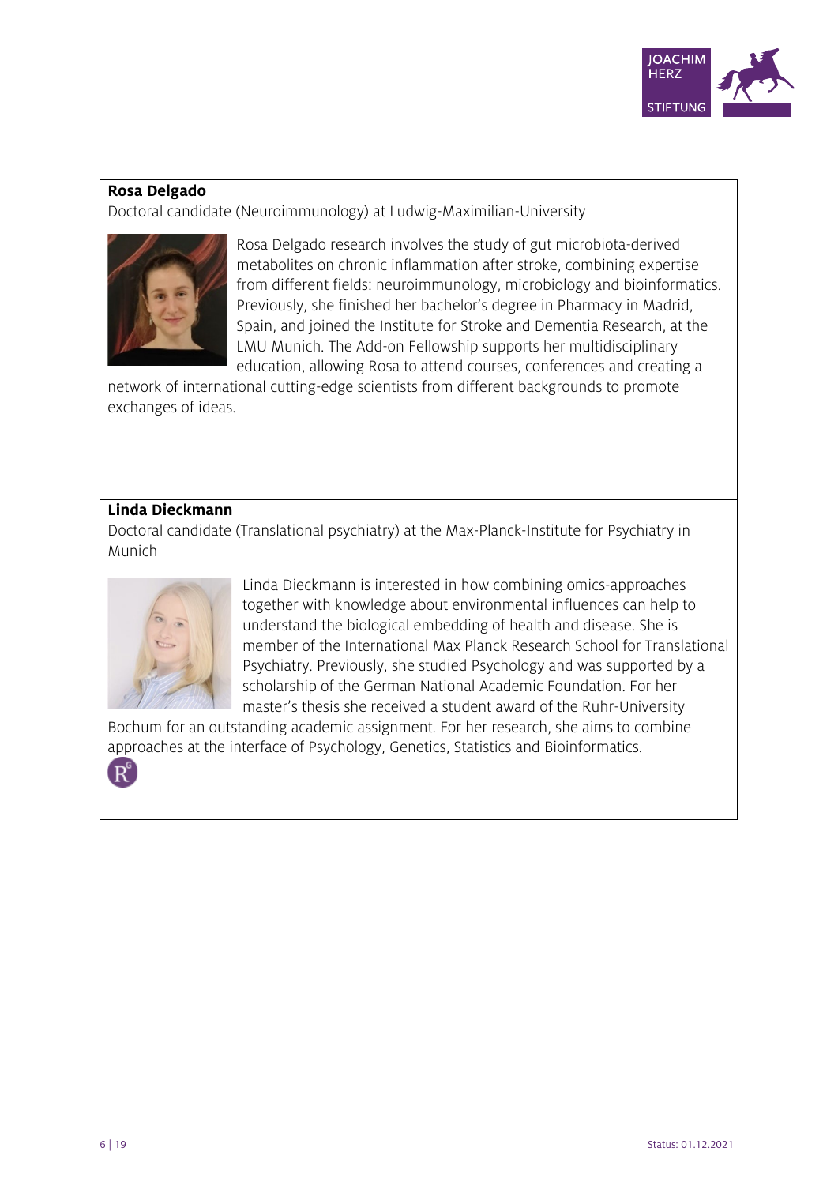**Rosa Delgado**

Doctoral candidate (Neuroimmunology) at Ludwig-Maximilian-University

Rosa Delgado research involves the study of gut microbiota-derived metabolites on chronic inflammation after stroke, combining expertise from different fields: neuroimmunology, microbiology and bioinformatics. Previously, she finished her bachelor's degree in Pharmacy in Madrid, Spain, and joined the Institute for Stroke and Dementia Research, at the LMU Munich. The Add-on Fellowship supports her multidisciplinary education, allowing Rosa to attend courses, conferences and creating a network of international cutting-edge scientists from different backgrounds to promote exchanges of ideas.

**Linda Dieckmann**

Doctoral candidate (Translational psychiatry) at the Max-Planck-Institute for Psychiatry in Munich

Linda Dieckmann is interested in how combining omics-approaches together with knowledge about environmental influences can help to understand the biological embedding of health and disease. She is member of the International Max Planck Research School for Translational Psychiatry. Previously, she studied Psychology and was supported by a scholarship of the German National Academic Foundation. For her master's thesis she received a student award of the Ruhr-University Bochum for an outstanding academic assignment. For her research, she aims to combine approaches at the interface of Psychology, Genetics, Statistics and Bioinformatics.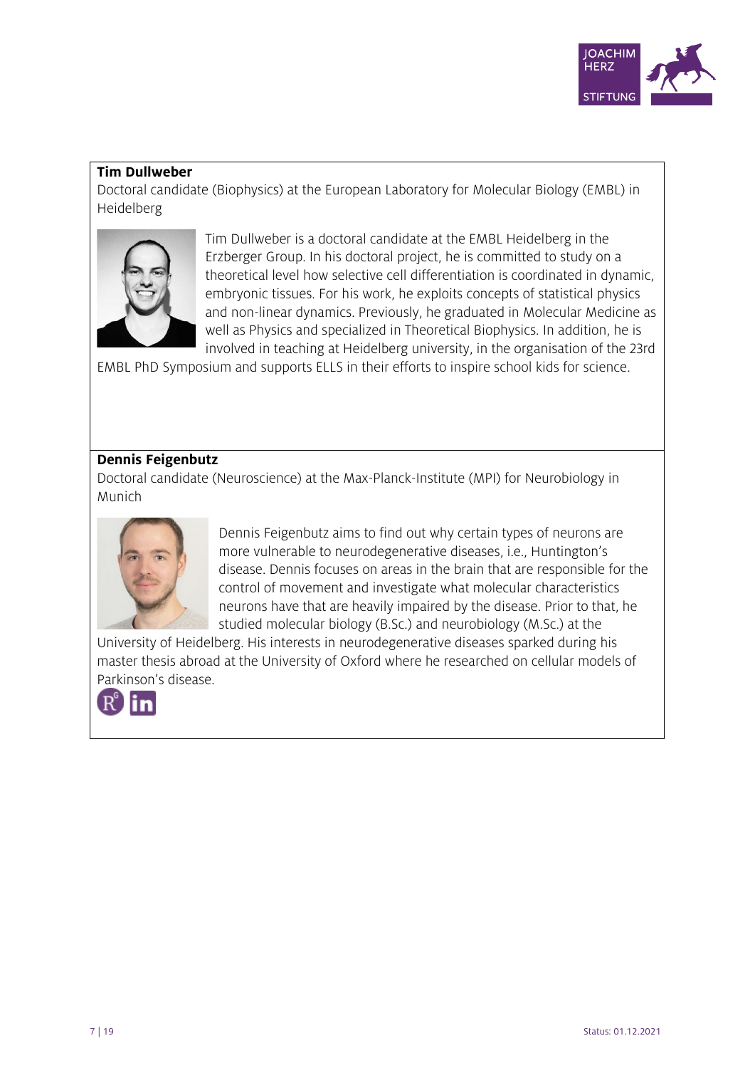**Tim Dullweber**

Doctoral candidate (Biophysics) at the European Laboratory for Molecular Biology (EMBL) in Heidelberg

Tim Dullweber is a doctoral candidate at the EMBL Heidelberg in the Erzberger Group. In his doctoral project, he is committed to study on a theoretical level how selective cell differentiation is coordinated in dynamic, embryonic tissues. For his work, he exploits concepts of statistical physics and non-linear dynamics. Previously, he graduated in Molecular Medicine as well as Physics and specialized in Theoretical Biophysics. In addition, he is involved in teaching at Heidelberg university, in the organisation of the 23rd EMBL PhD Symposium and supports ELLS in their efforts to inspire school kids for science.

**Dennis Feigenbutz**

Doctoral candidate (Neuroscience) at the Max-Planck-Institute (MPI) for Neurobiology in Munich

Dennis Feigenbutz aims to find out why certain types of neurons are more vulnerable to neurodegenerative diseases, i.e., Huntington's disease. Dennis focuses on areas in the brain that are responsible for the control of movement and investigate what molecular characteristics neurons have that are heavily impaired by the disease. Prior to that, he studied molecular biology (B.Sc.) and neurobiology (M.Sc.) at the University of Heidelberg. His interests in neurodegenerative diseases sparked during his master thesis abroad at the University of Oxford where he researched on cellular models of Parkinson's disease.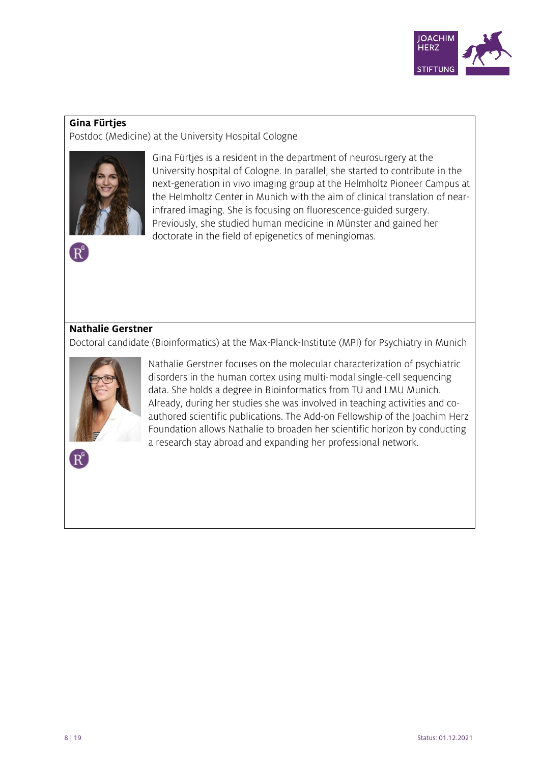**Gina Fürtjes**

Postdoc (Medicine) at the University Hospital Cologne

Gina Fürtjes is a resident in the department of neurosurgery at the University hospital of Cologne. In parallel, she started to contribute in the next-generation in vivo imaging group at the Helmholtz Pioneer Campus at the Helmholtz Center in Munich with the aim of clinical translation of near-infrared imaging. She is focusing on fluorescence-guided surgery. Previously, she studied human medicine in Münster and gained her doctorate in the field of epigenetics of meningiomas.

**Nathalie Gerstner**

Doctoral candidate (Bioinformatics) at the Max-Planck-Institute (MPI) for Psychiatry in Munich

Nathalie Gerstner focuses on the molecular characterization of psychiatric disorders in the human cortex using multi-modal single-cell sequencing data. She holds a degree in Bioinformatics from TU and LMU Munich. Already, during her studies she was involved in teaching activities and co-authored scientific publications. The Add-on Fellowship of the Joachim Herz Foundation allows Nathalie to broaden her scientific horizon by conducting a research stay abroad and expanding her professional network.

Status: 01.12.2021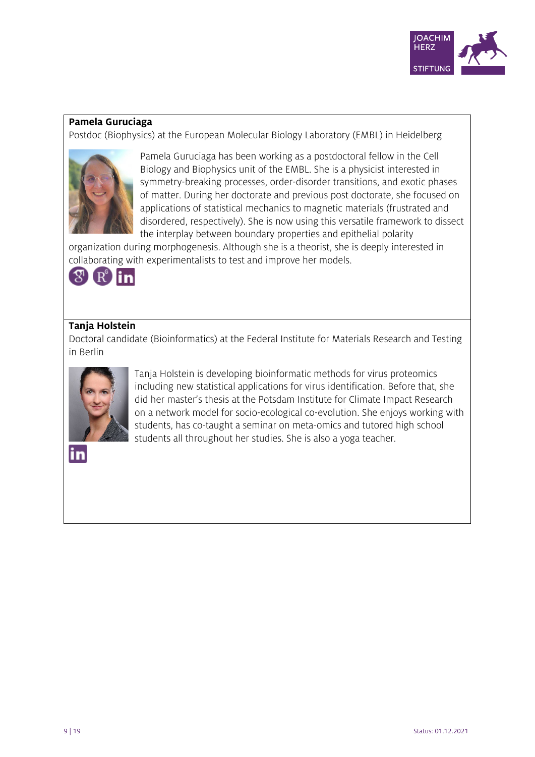**Pamela Guruciaga**

Postdoc (Biophysics) at the European Molecular Biology Laboratory (EMBL) in Heidelberg

Pamela Guruciaga has been working as a postdoctoral fellow in the Cell Biology and Biophysics unit of the EMBL. She is a physicist interested in symmetry-breaking processes, order-disorder transitions, and exotic phases of matter. During her doctorate and previous post doctorate, she focused on applications of statistical mechanics to magnetic materials (frustrated and disordered, respectively). She is now using this versatile framework to dissect the interplay between boundary properties and epithelial polarity organization during morphogenesis. Although she is a theorist, she is deeply interested in collaborating with experimentalists to test and improve her models.

**Tanja Holstein**

Doctoral candidate (Bioinformatics) at the Federal Institute for Materials Research and Testing in Berlin

Tanja Holstein is developing bioinformatic methods for virus proteomics including new statistical applications for virus identification. Before that, she did her master's thesis at the Potsdam Institute for Climate Impact Research on a network model for socio-ecological co-evolution. She enjoys working with students, has co-taught a seminar on meta-omics and tutored high school students all throughout her studies. She is also a yoga teacher.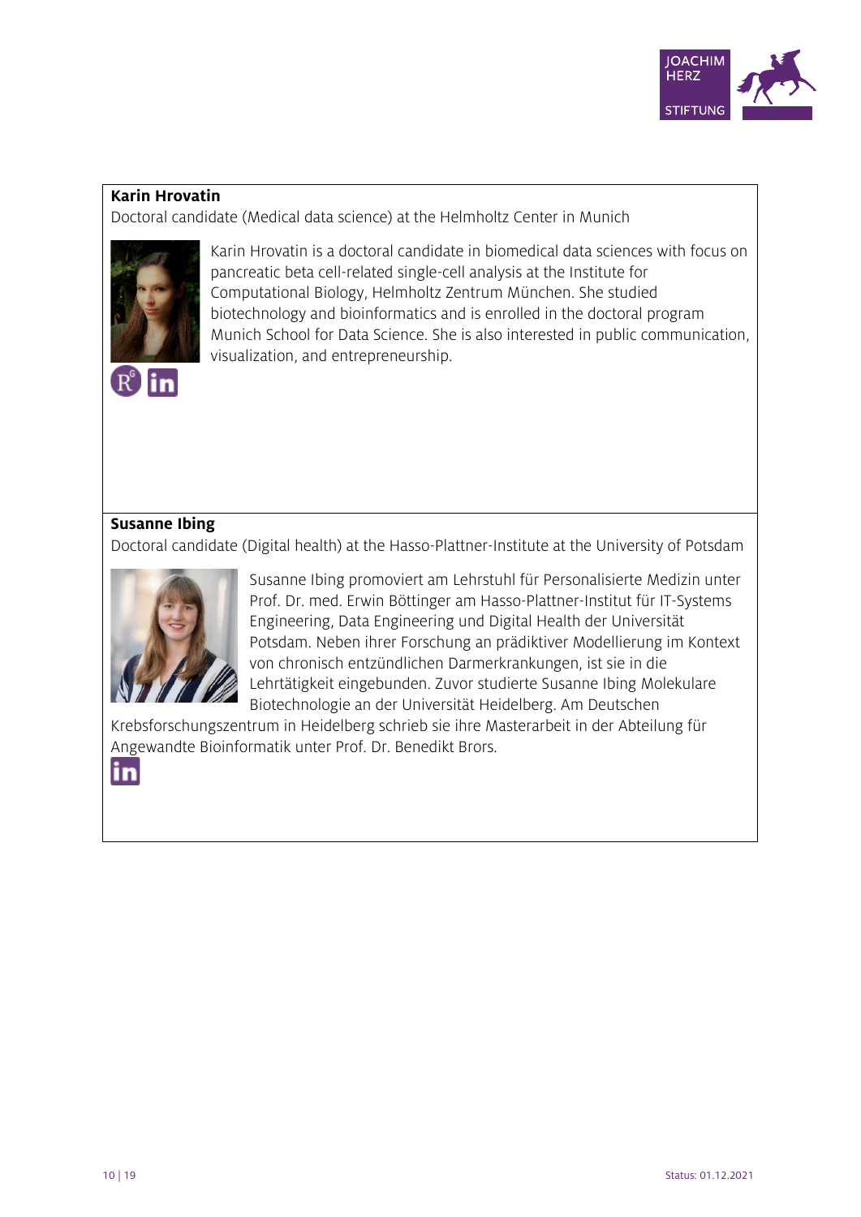**Karin Hrovatin**

Doctoral candidate (Medical data science) at the Helmholtz Center in Munich

Karin Hrovatin is a doctoral candidate in biomedical data sciences with focus on pancreatic beta cell-related single-cell analysis at the Institute for Computational Biology, Helmholtz Zentrum München. She studied biotechnology and bioinformatics and is enrolled in the doctoral program Munich School for Data Science. She is also interested in public communication, visualization, and entrepreneurship.

**Susanne Ibing**

Doctoral candidate (Digital health) at the Hasso-Plattner-Institute at the University of Potsdam

Susanne Ibing promoviert am Lehrstuhl für Personalisierte Medizin unter Prof. Dr. med. Erwin Böttinger am Hasso-Plattner-Institut für IT-Systems Engineering, Data Engineering und Digital Health der Universität Potsdam. Neben ihrer Forschung an prädiktiver Modellierung im Kontext von chronisch entzündlichen Darmerkrankungen, ist sie in die Lehrtätigkeit eingebunden. Zuvor studierte Susanne Ibing Molekulare Biotechnologie an der Universität Heidelberg. Am Deutschen Krebsforschungszentrum in Heidelberg schrieb sie ihre Masterarbeit in der Abteilung für Angewandte Bioinformatik unter Prof. Dr. Benedikt Brors.

Status: 01.12.2021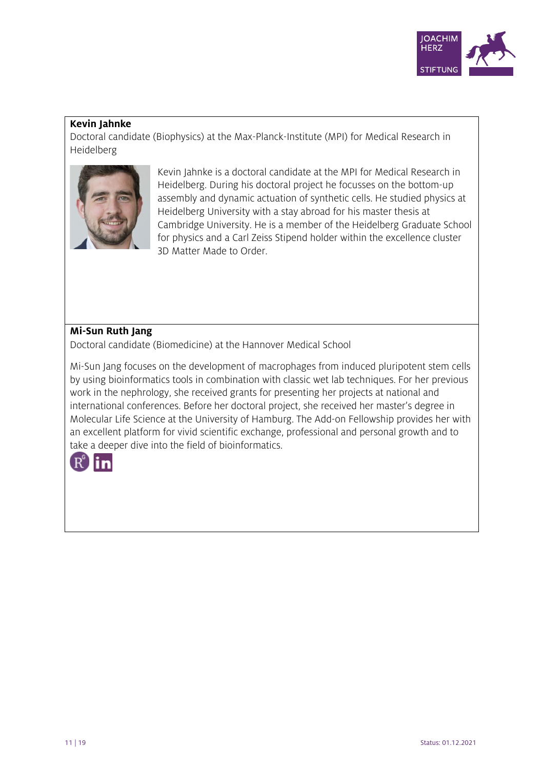**Kevin Jahnke**

Doctoral candidate (Biophysics) at the Max-Planck-Institute (MPI) for Medical Research in Heidelberg

Kevin Jahnke is a doctoral candidate at the MPI for Medical Research in Heidelberg. During his doctoral project he focusses on the bottom-up assembly and dynamic actuation of synthetic cells. He studied physics at Heidelberg University with a stay abroad for his master thesis at Cambridge University. He is a member of the Heidelberg Graduate School for physics and a Carl Zeiss Stipend holder within the excellence cluster 3D Matter Made to Order.

**Mi-Sun Ruth Jang**

Doctoral candidate (Biomedicine) at the Hannover Medical School

Mi-Sun Jang focuses on the development of macrophages from induced pluripotent stem cells by using bioinformatics tools in combination with classic wet lab techniques. For her previous work in the nephrology, she received grants for presenting her projects at national and international conferences. Before her doctoral project, she received her master's degree in Molecular Life Science at the University of Hamburg. The Add-on Fellowship provides her with an excellent platform for vivid scientific exchange, professional and personal growth and to take a deeper dive into the field of bioinformatics.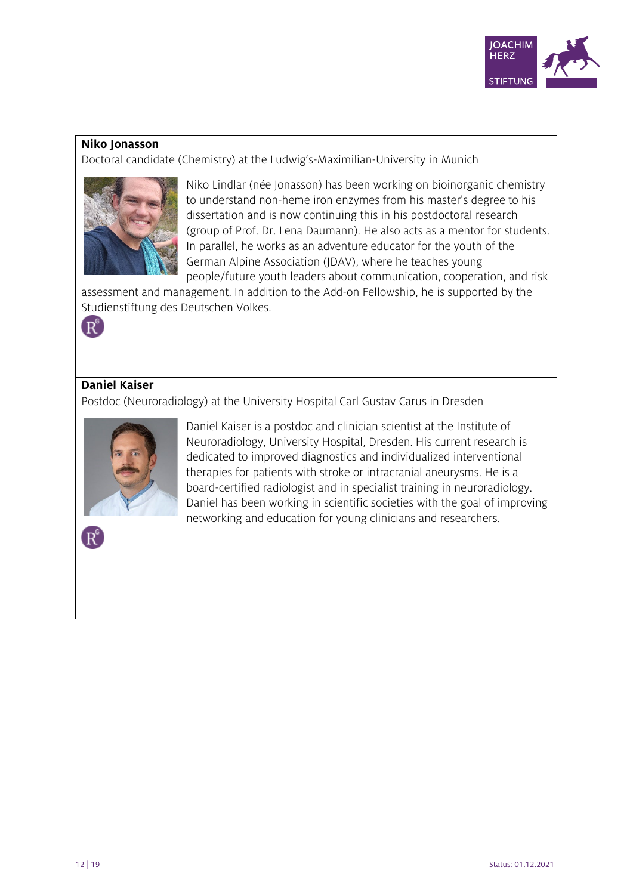**Niko Jonasson**

Doctoral candidate (Chemistry) at the Ludwig's-Maximilian-University in Munich

Niko Lindlar (née Jonasson) has been working on bioinorganic chemistry to understand non-heme iron enzymes from his master's degree to his dissertation and is now continuing this in his postdoctoral research (group of Prof. Dr. Lena Daumann). He also acts as a mentor for students. In parallel, he works as an adventure educator for the youth of the German Alpine Association (JDAV), where he teaches young people/future youth leaders about communication, cooperation, and risk assessment and management. In addition to the Add-on Fellowship, he is supported by the Studienstiftung des Deutschen Volkes.

**Daniel Kaiser**

Postdoc (Neuroradiology) at the University Hospital Carl Gustav Carus in Dresden

Daniel Kaiser is a postdoc and clinician scientist at the Institute of Neuroradiology, University Hospital, Dresden. His current research is dedicated to improved diagnostics and individualized interventional therapies for patients with stroke or intracranial aneurysms. He is a board-certified radiologist and in specialist training in neuroradiology. Daniel has been working in scientific societies with the goal of improving networking and education for young clinicians and researchers.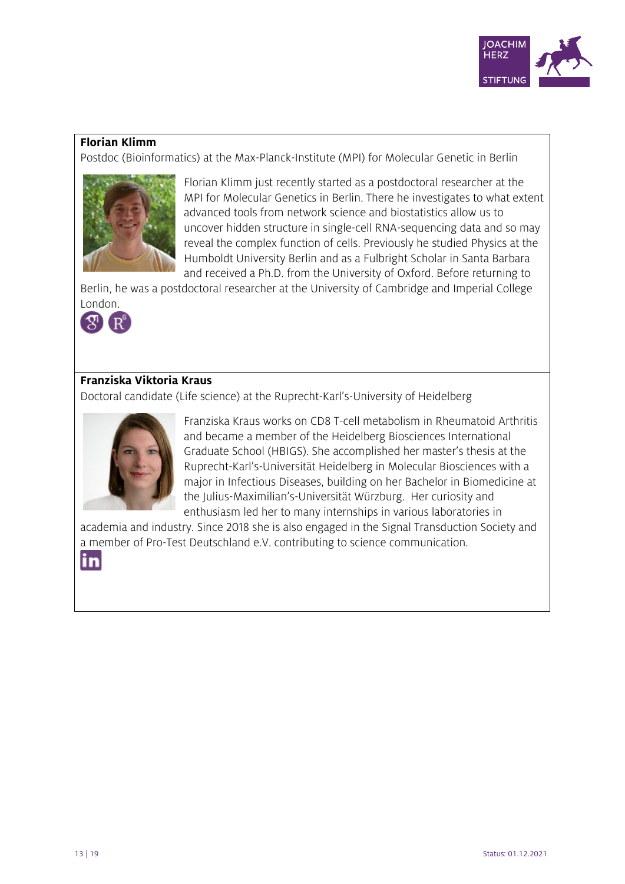**Florian Klimm**

Postdoc (Bioinformatics) at the Max-Planck-Institute (MPI) for Molecular Genetic in Berlin

Florian Klimm just recently started as a postdoctoral researcher at the MPI for Molecular Genetics in Berlin. There he investigates to what extent advanced tools from network science and biostatistics allow us to uncover hidden structure in single-cell RNA-sequencing data and so may reveal the complex function of cells. Previously he studied Physics at the Humboldt University Berlin and as a Fulbright Scholar in Santa Barbara and received a Ph.D. from the University of Oxford. Before returning to Berlin, he was a postdoctoral researcher at the University of Cambridge and Imperial College London.

**Franziska Viktoria Kraus**

Doctoral candidate (Life science) at the Ruprecht-Karl's-University of Heidelberg

Franziska Kraus works on CD8 T-cell metabolism in Rheumatoid Arthritis and became a member of the Heidelberg Biosciences International Graduate School (HBIGS). She accomplished her master's thesis at the Ruprecht-Karl's-Universität Heidelberg in Molecular Biosciences with a major in Infectious Diseases, building on her Bachelor in Biomedicine at the Julius-Maximilian's-Universität Würzburg. Her curiosity and enthusiasm led her to many internships in various laboratories in academia and industry. Since 2018 she is also engaged in the Signal Transduction Society and a member of Pro-Test Deutschland e.V. contributing to science communication.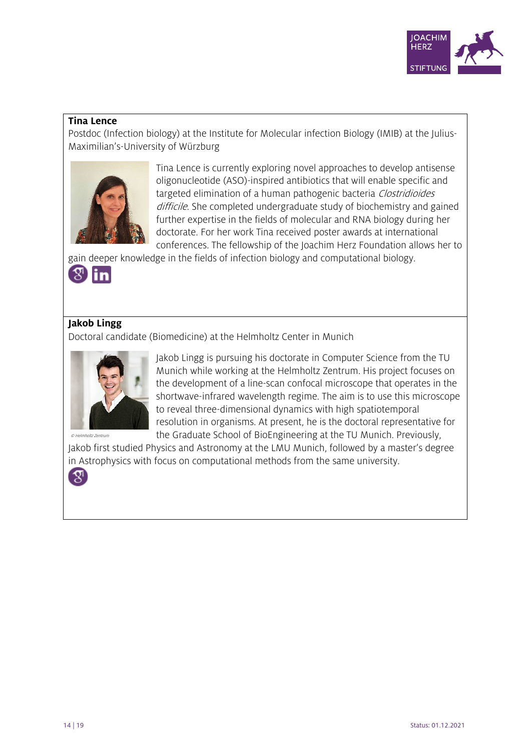**Tina Lence**

Postdoc (Infection biology) at the Institute for Molecular infection Biology (IMIB) at the Julius-Maximilian's-University of Würzburg

Tina Lence is currently exploring novel approaches to develop antisense oligonucleotide (ASO)-inspired antibiotics that will enable specific and targeted elimination of a human pathogenic bacteria *Clostridioides difficile*. She completed undergraduate study of biochemistry and gained further expertise in the fields of molecular and RNA biology during her doctorate. For her work Tina received poster awards at international conferences. The fellowship of the Joachim Herz Foundation allows her to gain deeper knowledge in the fields of infection biology and computational biology.

**Jakob Lingg**

Doctoral candidate (Biomedicine) at the Helmholtz Center in Munich

© Helmholtz Zentrum

Jakob Lingg is pursuing his doctorate in Computer Science from the TU Munich while working at the Helmholtz Zentrum. His project focuses on the development of a line-scan confocal microscope that operates in the shortwave-infrared wavelength regime. The aim is to use this microscope to reveal three-dimensional dynamics with high spatiotemporal resolution in organisms. At present, he is the doctoral representative for the Graduate School of BioEngineering at the TU Munich. Previously, Jakob first studied Physics and Astronomy at the LMU Munich, followed by a master's degree in Astrophysics with focus on computational methods from the same university.

Status: 01.12.2021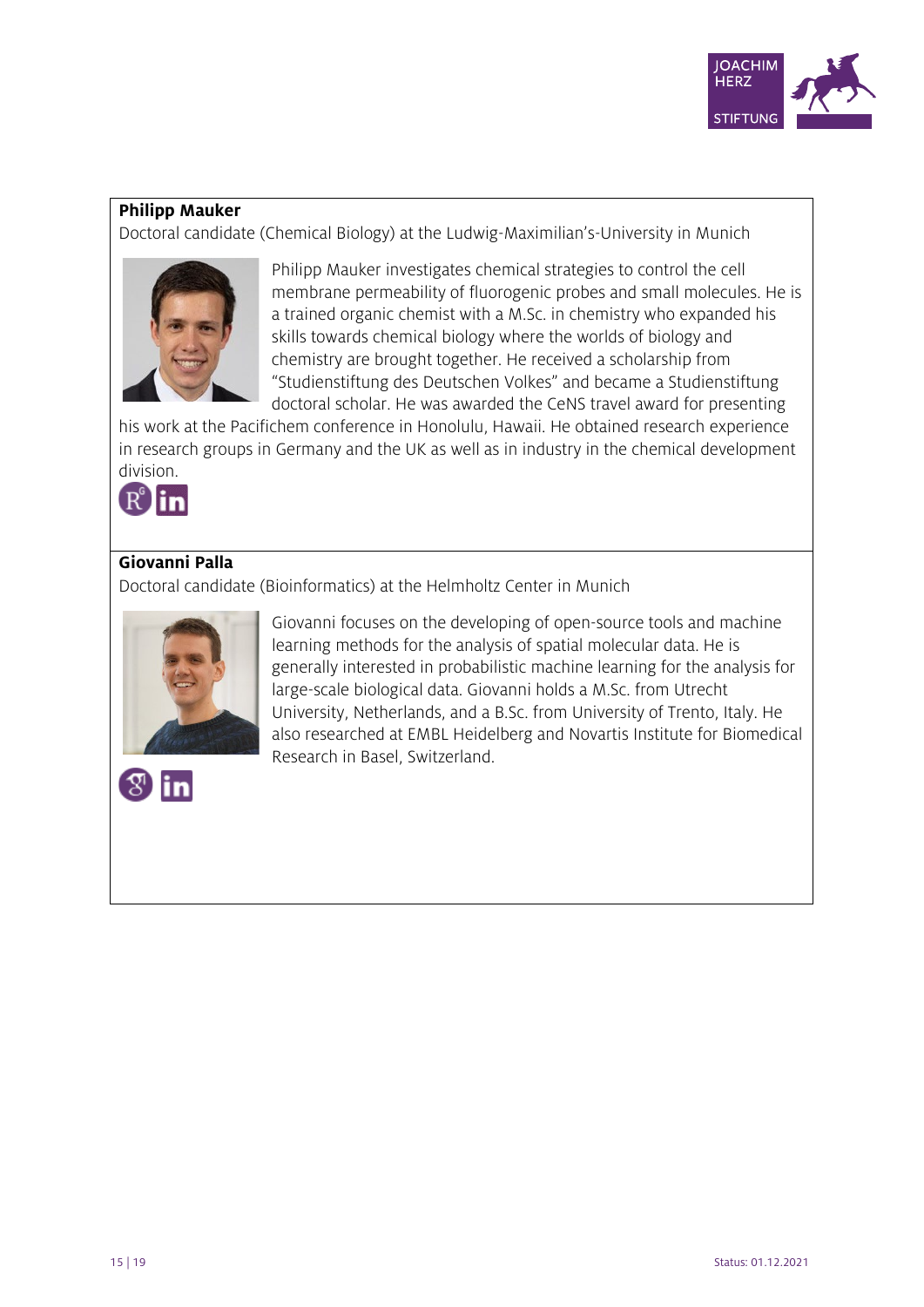**Philipp Mauker**

Doctoral candidate (Chemical Biology) at the Ludwig-Maximilian's-University in Munich

Philipp Mauker investigates chemical strategies to control the cell membrane permeability of fluorogenic probes and small molecules. He is a trained organic chemist with a M.Sc. in chemistry who expanded his skills towards chemical biology where the worlds of biology and chemistry are brought together. He received a scholarship from "Studienstiftung des Deutschen Volkes" and became a Studienstiftung doctoral scholar. He was awarded the CeNS travel award for presenting his work at the Pacifichem conference in Honolulu, Hawaii. He obtained research experience in research groups in Germany and the UK as well as in industry in the chemical development division.

**Giovanni Palla**

Doctoral candidate (Bioinformatics) at the Helmholtz Center in Munich

Giovanni focuses on the developing of open-source tools and machine learning methods for the analysis of spatial molecular data. He is generally interested in probabilistic machine learning for the analysis for large-scale biological data. Giovanni holds a M.Sc. from Utrecht University, Netherlands, and a B.Sc. from University of Trento, Italy. He also researched at EMBL Heidelberg and Novartis Institute for Biomedical Research in Basel, Switzerland.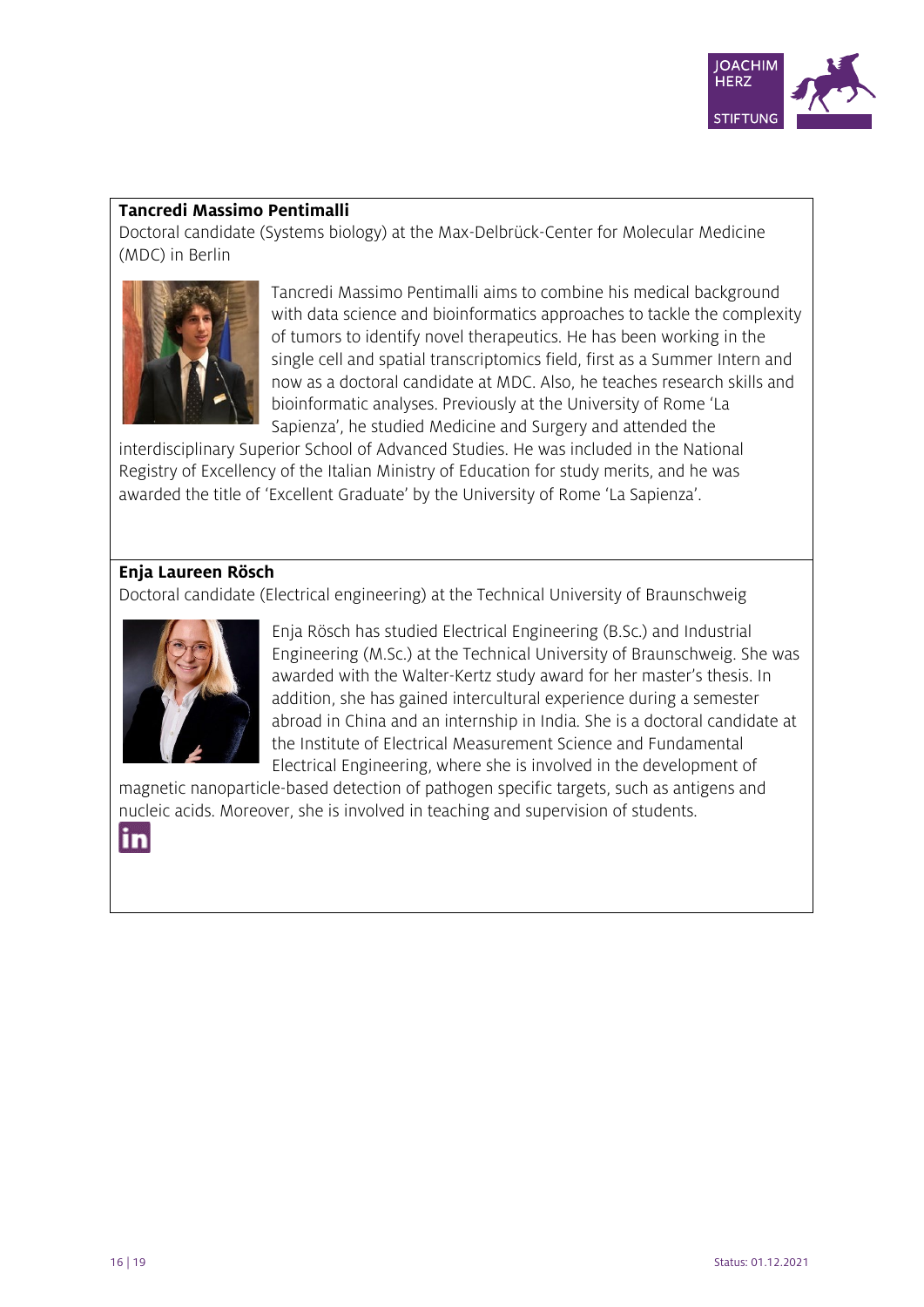**Tancredi Massimo Pentimalli**

Doctoral candidate (Systems biology) at the Max-Delbrück-Center for Molecular Medicine (MDC) in Berlin

Tancredi Massimo Pentimalli aims to combine his medical background with data science and bioinformatics approaches to tackle the complexity of tumors to identify novel therapeutics. He has been working in the single cell and spatial transcriptomics field, first as a Summer Intern and now as a doctoral candidate at MDC. Also, he teaches research skills and bioinformatic analyses. Previously at the University of Rome 'La Sapienza', he studied Medicine and Surgery and attended the interdisciplinary Superior School of Advanced Studies. He was included in the National Registry of Excellency of the Italian Ministry of Education for study merits, and he was awarded the title of 'Excellent Graduate' by the University of Rome 'La Sapienza'.

**Enja Laureen Rösch**

Doctoral candidate (Electrical engineering) at the Technical University of Braunschweig

Enja Rösch has studied Electrical Engineering (B.Sc.) and Industrial Engineering (M.Sc.) at the Technical University of Braunschweig. She was awarded with the Walter-Kertz study award for her master's thesis. In addition, she has gained intercultural experience during a semester abroad in China and an internship in India. She is a doctoral candidate at the Institute of Electrical Measurement Science and Fundamental Electrical Engineering, where she is involved in the development of magnetic nanoparticle-based detection of pathogen specific targets, such as antigens and nucleic acids. Moreover, she is involved in teaching and supervision of students.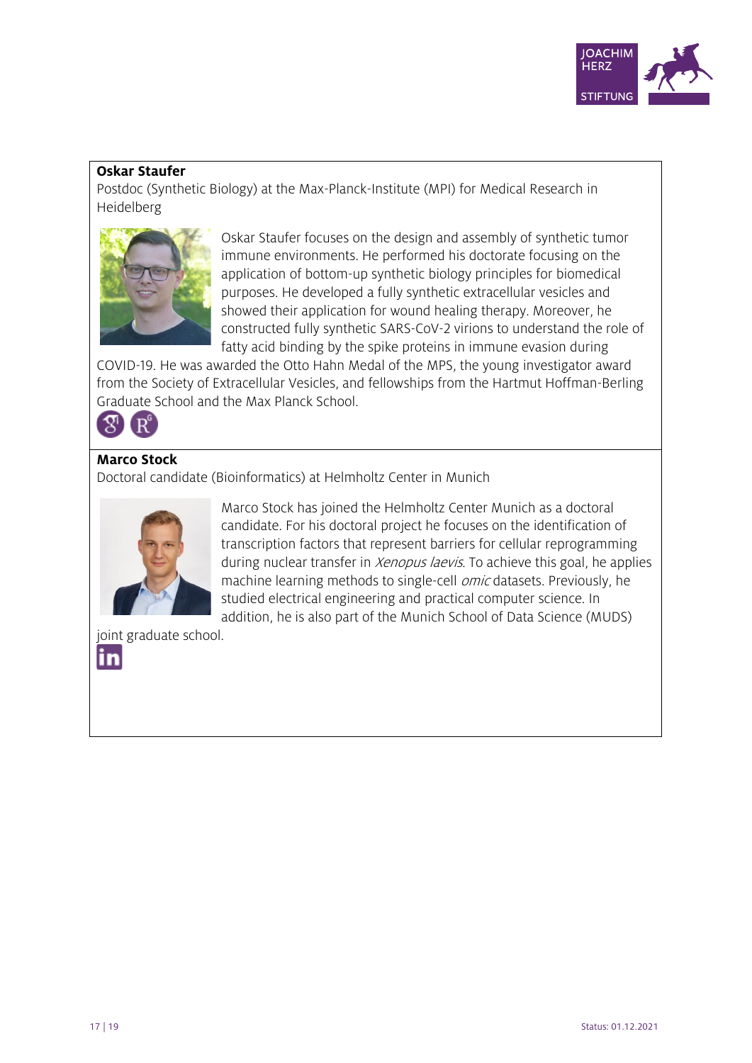**Oskar Staufer**
Postdoc (Synthetic Biology) at the Max-Planck-Institute (MPI) for Medical Research in Heidelberg

Oskar Staufer focuses on the design and assembly of synthetic tumor immune environments. He performed his doctorate focusing on the application of bottom-up synthetic biology principles for biomedical purposes. He developed a fully synthetic extracellular vesicles and showed their application for wound healing therapy. Moreover, he constructed fully synthetic SARS-CoV-2 virions to understand the role of fatty acid binding by the spike proteins in immune evasion during COVID-19. He was awarded the Otto Hahn Medal of the MPS, the young investigator award from the Society of Extracellular Vesicles, and fellowships from the Hartmut Hoffman-Berling Graduate School and the Max Planck School.

**Marco Stock**
Doctoral candidate (Bioinformatics) at Helmholtz Center in Munich

Marco Stock has joined the Helmholtz Center Munich as a doctoral candidate. For his doctoral project he focuses on the identification of transcription factors that represent barriers for cellular reprogramming during nuclear transfer in *Xenopus laevis*. To achieve this goal, he applies machine learning methods to single-cell *omic* datasets. Previously, he studied electrical engineering and practical computer science. In addition, he is also part of the Munich School of Data Science (MUDS) joint graduate school.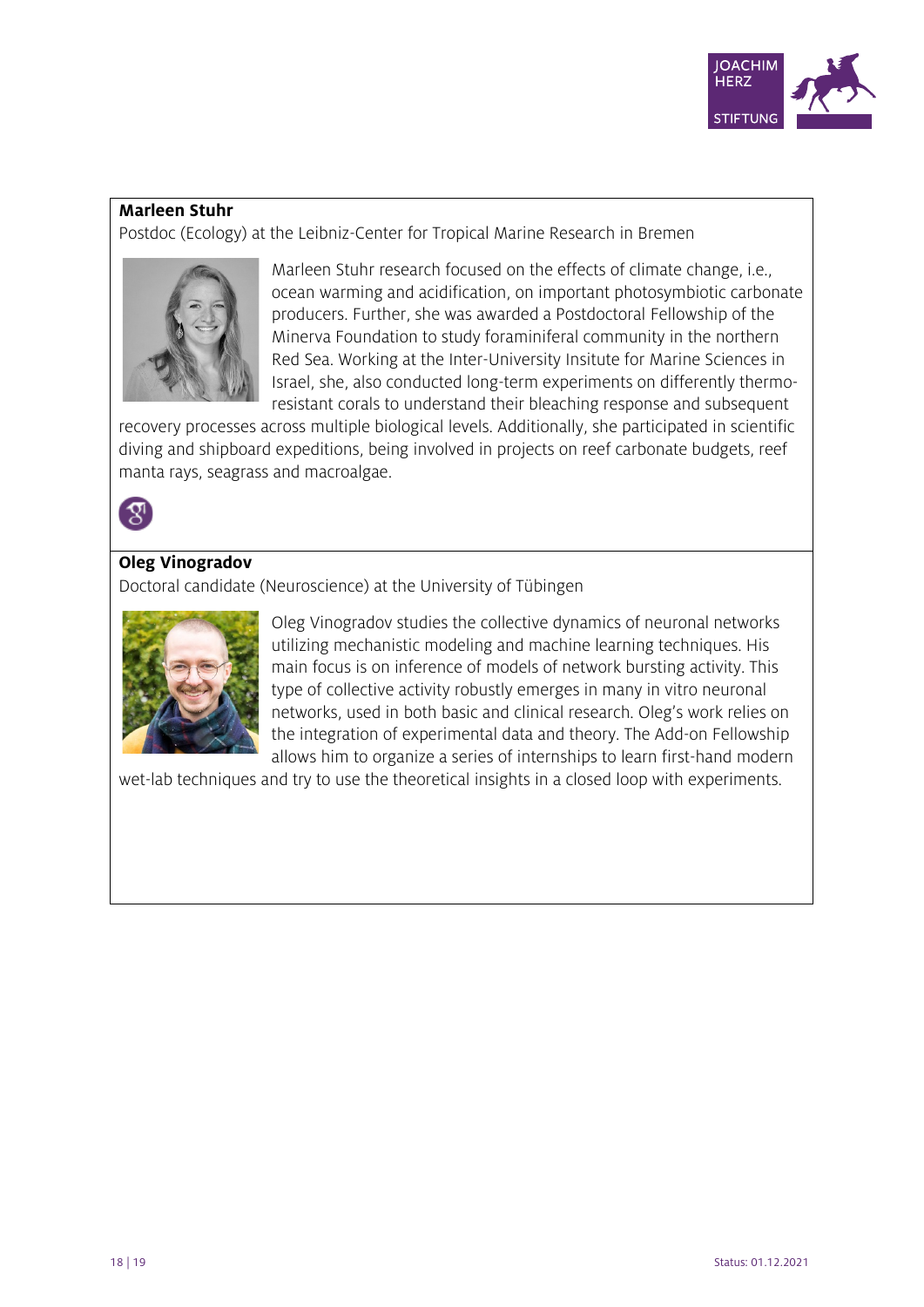**Marleen Stuhr**

Postdoc (Ecology) at the Leibniz-Center for Tropical Marine Research in Bremen

Marleen Stuhr research focused on the effects of climate change, i.e., ocean warming and acidification, on important photosymbiotic carbonate producers. Further, she was awarded a Postdoctoral Fellowship of the Minerva Foundation to study foraminiferal community in the northern Red Sea. Working at the Inter-University Insitute for Marine Sciences in Israel, she, also conducted long-term experiments on differently thermo-resistant corals to understand their bleaching response and subsequent recovery processes across multiple biological levels. Additionally, she participated in scientific diving and shipboard expeditions, being involved in projects on reef carbonate budgets, reef manta rays, seagrass and macroalgae.

**Oleg Vinogradov**

Doctoral candidate (Neuroscience) at the University of Tübingen

Oleg Vinogradov studies the collective dynamics of neuronal networks utilizing mechanistic modeling and machine learning techniques. His main focus is on inference of models of network bursting activity. This type of collective activity robustly emerges in many in vitro neuronal networks, used in both basic and clinical research. Oleg's work relies on the integration of experimental data and theory. The Add-on Fellowship allows him to organize a series of internships to learn first-hand modern wet-lab techniques and try to use the theoretical insights in a closed loop with experiments.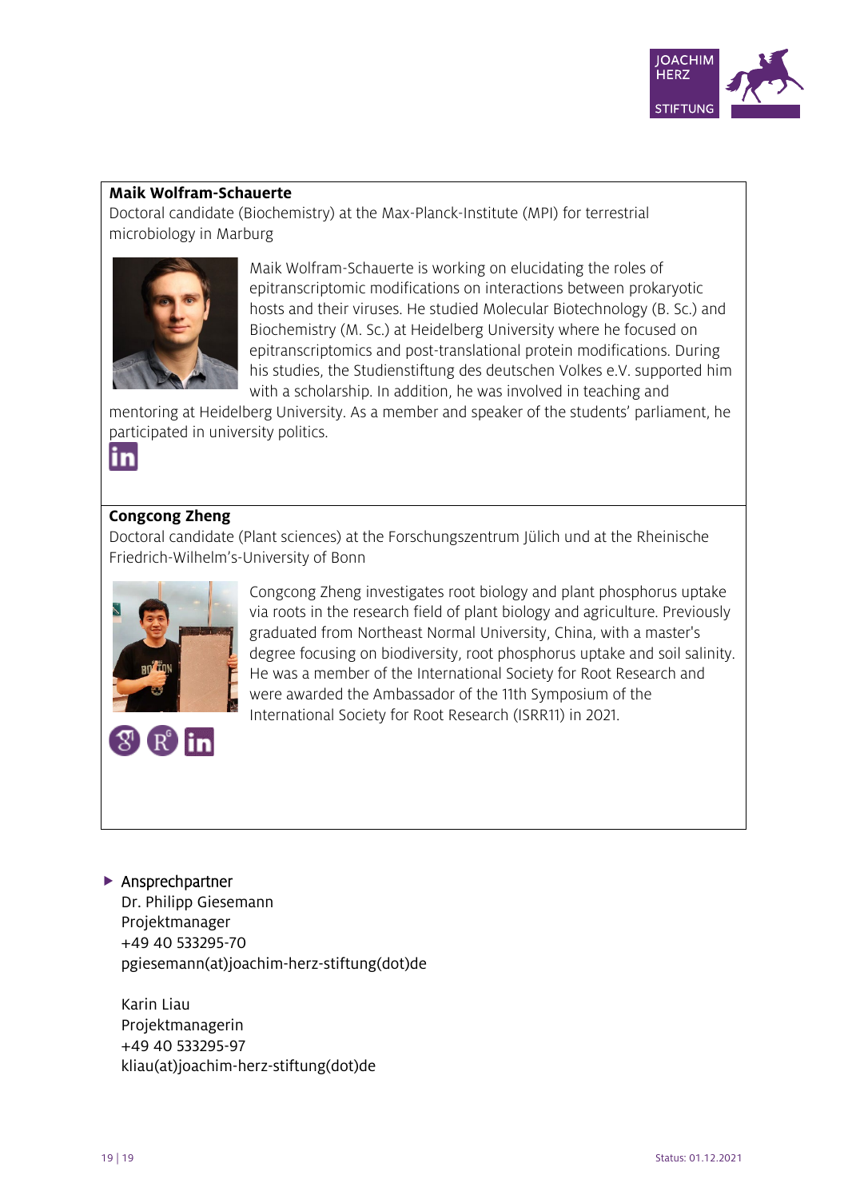**Maik Wolfram-Schauerte**
Doctoral candidate (Biochemistry) at the Max-Planck-Institute (MPI) for terrestrial microbiology in Marburg

Maik Wolfram-Schauerte is working on elucidating the roles of epitranscriptomic modifications on interactions between prokaryotic hosts and their viruses. He studied Molecular Biotechnology (B. Sc.) and Biochemistry (M. Sc.) at Heidelberg University where he focused on epitranscriptomics and post-translational protein modifications. During his studies, the Studienstiftung des deutschen Volkes e.V. supported him with a scholarship. In addition, he was involved in teaching and mentoring at Heidelberg University. As a member and speaker of the students' parliament, he participated in university politics.

**Congcong Zheng**
Doctoral candidate (Plant sciences) at the Forschungszentrum Jülich und at the Rheinische Friedrich-Wilhelm's-University of Bonn

Congcong Zheng investigates root biology and plant phosphorus uptake via roots in the research field of plant biology and agriculture. Previously graduated from Northeast Normal University, China, with a master's degree focusing on biodiversity, root phosphorus uptake and soil salinity. He was a member of the International Society for Root Research and were awarded the Ambassador of the 11th Symposium of the International Society for Root Research (ISRR11) in 2021.

- Ansprechpartner
  Dr. Philipp Giesemann
  Projektmanager
  +49 40 533295-70
  pgiesemann(at)joachim-herz-stiftung(dot)de

  Karin Liau
  Projektmanagerin
  +49 40 533295-97
  kliau(at)joachim-herz-stiftung(dot)de